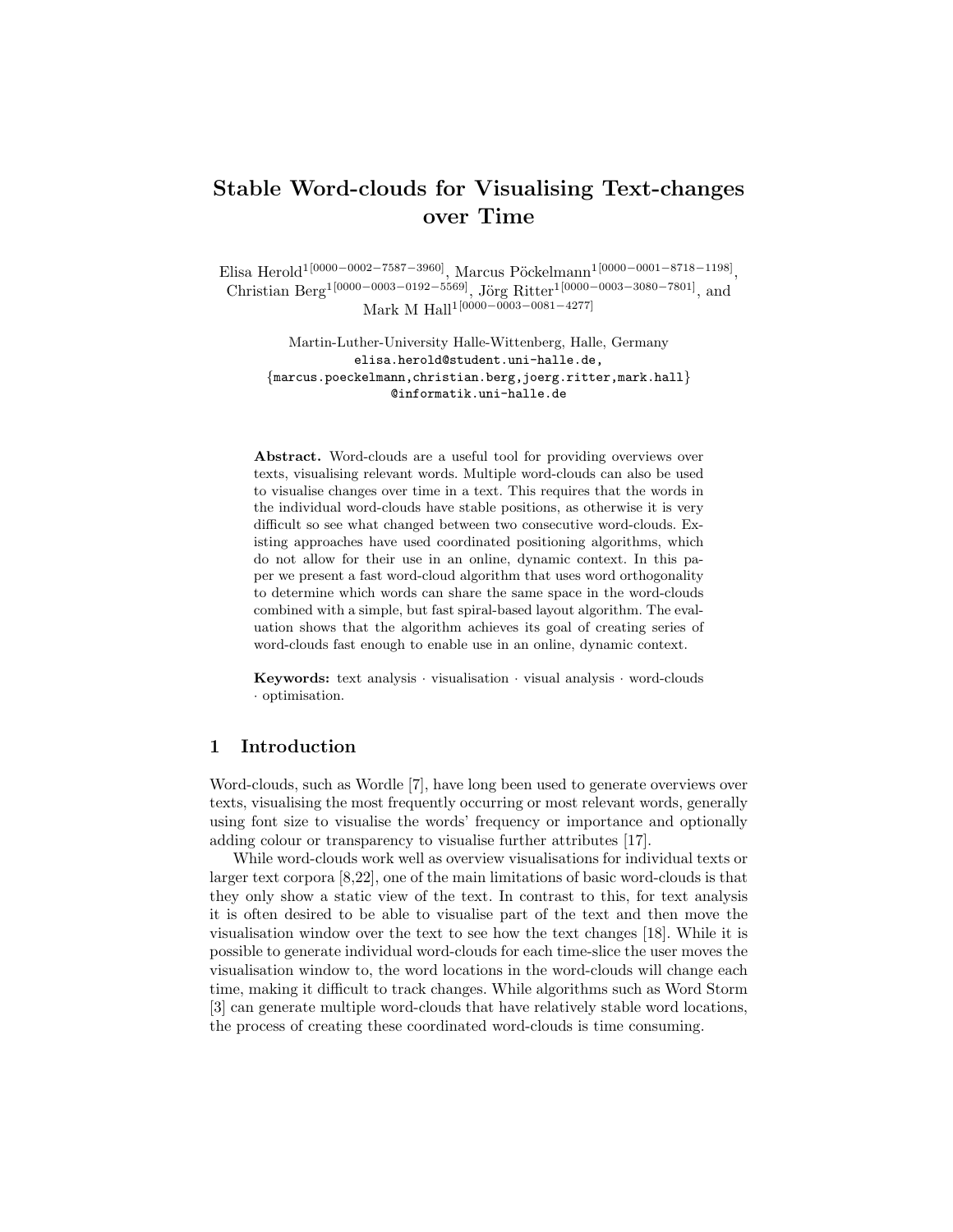# Stable Word-clouds for Visualising Text-changes over Time

Elisa Herold[1[0000−0002−7587−3960]], Marcus Pöckelmann[1[0000−0001−8718−1198]], Christian Berg[1[0000−0003−0192−5569]], Jörg Ritter[1[0000−0003−3080−7801]], and Mark M Hall[1[0000−0003−0081−4277]]

Martin-Luther-University Halle-Wittenberg, Halle, Germany
elisa.herold@student.uni-halle.de,
{marcus.poeckelmann,christian.berg,joerg.ritter,mark.hall}
@informatik.uni-halle.de

**Abstract.** Word-clouds are a useful tool for providing overviews over texts, visualising relevant words. Multiple word-clouds can also be used to visualise changes over time in a text. This requires that the words in the individual word-clouds have stable positions, as otherwise it is very difficult so see what changed between two consecutive word-clouds. Existing approaches have used coordinated positioning algorithms, which do not allow for their use in an online, dynamic context. In this paper we present a fast word-cloud algorithm that uses word orthogonality to determine which words can share the same space in the word-clouds combined with a simple, but fast spiral-based layout algorithm. The evaluation shows that the algorithm achieves its goal of creating series of word-clouds fast enough to enable use in an online, dynamic context.

**Keywords:** text analysis · visualisation · visual analysis · word-clouds · optimisation.

## 1 Introduction

Word-clouds, such as Wordle [7], have long been used to generate overviews over texts, visualising the most frequently occurring or most relevant words, generally using font size to visualise the words' frequency or importance and optionally adding colour or transparency to visualise further attributes [17].

While word-clouds work well as overview visualisations for individual texts or larger text corpora [8,22], one of the main limitations of basic word-clouds is that they only show a static view of the text. In contrast to this, for text analysis it is often desired to be able to visualise part of the text and then move the visualisation window over the text to see how the text changes [18]. While it is possible to generate individual word-clouds for each time-slice the user moves the visualisation window to, the word locations in the word-clouds will change each time, making it difficult to track changes. While algorithms such as Word Storm [3] can generate multiple word-clouds that have relatively stable word locations, the process of creating these coordinated word-clouds is time consuming.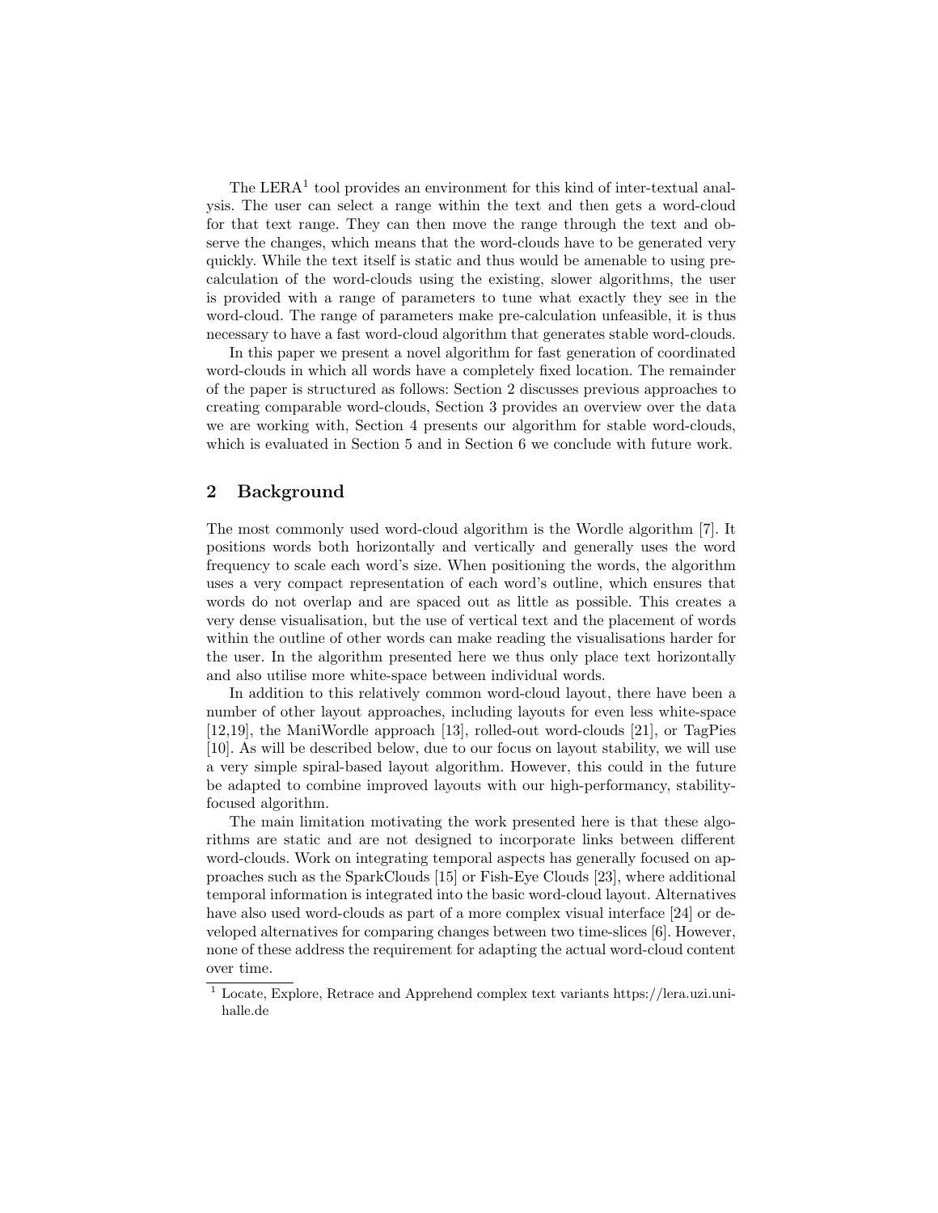The LERA[1] tool provides an environment for this kind of inter-textual analysis. The user can select a range within the text and then gets a word-cloud for that text range. They can then move the range through the text and observe the changes, which means that the word-clouds have to be generated very quickly. While the text itself is static and thus would be amenable to using pre-calculation of the word-clouds using the existing, slower algorithms, the user is provided with a range of parameters to tune what exactly they see in the word-cloud. The range of parameters make pre-calculation unfeasible, it is thus necessary to have a fast word-cloud algorithm that generates stable word-clouds.

In this paper we present a novel algorithm for fast generation of coordinated word-clouds in which all words have a completely fixed location. The remainder of the paper is structured as follows: Section 2 discusses previous approaches to creating comparable word-clouds, Section 3 provides an overview over the data we are working with, Section 4 presents our algorithm for stable word-clouds, which is evaluated in Section 5 and in Section 6 we conclude with future work.

## 2 Background

The most commonly used word-cloud algorithm is the Wordle algorithm [7]. It positions words both horizontally and vertically and generally uses the word frequency to scale each word's size. When positioning the words, the algorithm uses a very compact representation of each word's outline, which ensures that words do not overlap and are spaced out as little as possible. This creates a very dense visualisation, but the use of vertical text and the placement of words within the outline of other words can make reading the visualisations harder for the user. In the algorithm presented here we thus only place text horizontally and also utilise more white-space between individual words.

In addition to this relatively common word-cloud layout, there have been a number of other layout approaches, including layouts for even less white-space [12,19], the ManiWordle approach [13], rolled-out word-clouds [21], or TagPies [10]. As will be described below, due to our focus on layout stability, we will use a very simple spiral-based layout algorithm. However, this could in the future be adapted to combine improved layouts with our high-performancy, stability-focused algorithm.

The main limitation motivating the work presented here is that these algorithms are static and are not designed to incorporate links between different word-clouds. Work on integrating temporal aspects has generally focused on approaches such as the SparkClouds [15] or Fish-Eye Clouds [23], where additional temporal information is integrated into the basic word-cloud layout. Alternatives have also used word-clouds as part of a more complex visual interface [24] or developed alternatives for comparing changes between two time-slices [6]. However, none of these address the requirement for adapting the actual word-cloud content over time.

[1] Locate, Explore, Retrace and Apprehend complex text variants https://lera.uzi.uni-halle.de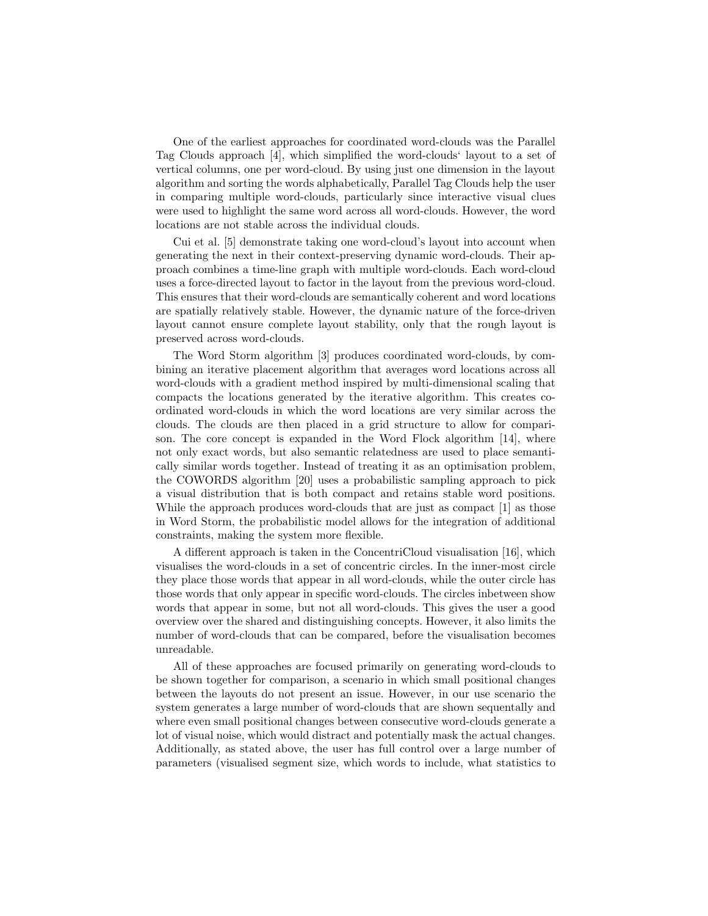One of the earliest approaches for coordinated word-clouds was the Parallel Tag Clouds approach [4], which simplified the word-clouds' layout to a set of vertical columns, one per word-cloud. By using just one dimension in the layout algorithm and sorting the words alphabetically, Parallel Tag Clouds help the user in comparing multiple word-clouds, particularly since interactive visual clues were used to highlight the same word across all word-clouds. However, the word locations are not stable across the individual clouds.

Cui et al. [5] demonstrate taking one word-cloud's layout into account when generating the next in their context-preserving dynamic word-clouds. Their approach combines a time-line graph with multiple word-clouds. Each word-cloud uses a force-directed layout to factor in the layout from the previous word-cloud. This ensures that their word-clouds are semantically coherent and word locations are spatially relatively stable. However, the dynamic nature of the force-driven layout cannot ensure complete layout stability, only that the rough layout is preserved across word-clouds.

The Word Storm algorithm [3] produces coordinated word-clouds, by combining an iterative placement algorithm that averages word locations across all word-clouds with a gradient method inspired by multi-dimensional scaling that compacts the locations generated by the iterative algorithm. This creates coordinated word-clouds in which the word locations are very similar across the clouds. The clouds are then placed in a grid structure to allow for comparison. The core concept is expanded in the Word Flock algorithm [14], where not only exact words, but also semantic relatedness are used to place semantically similar words together. Instead of treating it as an optimisation problem, the COWORDS algorithm [20] uses a probabilistic sampling approach to pick a visual distribution that is both compact and retains stable word positions. While the approach produces word-clouds that are just as compact [1] as those in Word Storm, the probabilistic model allows for the integration of additional constraints, making the system more flexible.

A different approach is taken in the ConcentriCloud visualisation [16], which visualises the word-clouds in a set of concentric circles. In the inner-most circle they place those words that appear in all word-clouds, while the outer circle has those words that only appear in specific word-clouds. The circles inbetween show words that appear in some, but not all word-clouds. This gives the user a good overview over the shared and distinguishing concepts. However, it also limits the number of word-clouds that can be compared, before the visualisation becomes unreadable.

All of these approaches are focused primarily on generating word-clouds to be shown together for comparison, a scenario in which small positional changes between the layouts do not present an issue. However, in our use scenario the system generates a large number of word-clouds that are shown sequentally and where even small positional changes between consecutive word-clouds generate a lot of visual noise, which would distract and potentially mask the actual changes. Additionally, as stated above, the user has full control over a large number of parameters (visualised segment size, which words to include, what statistics to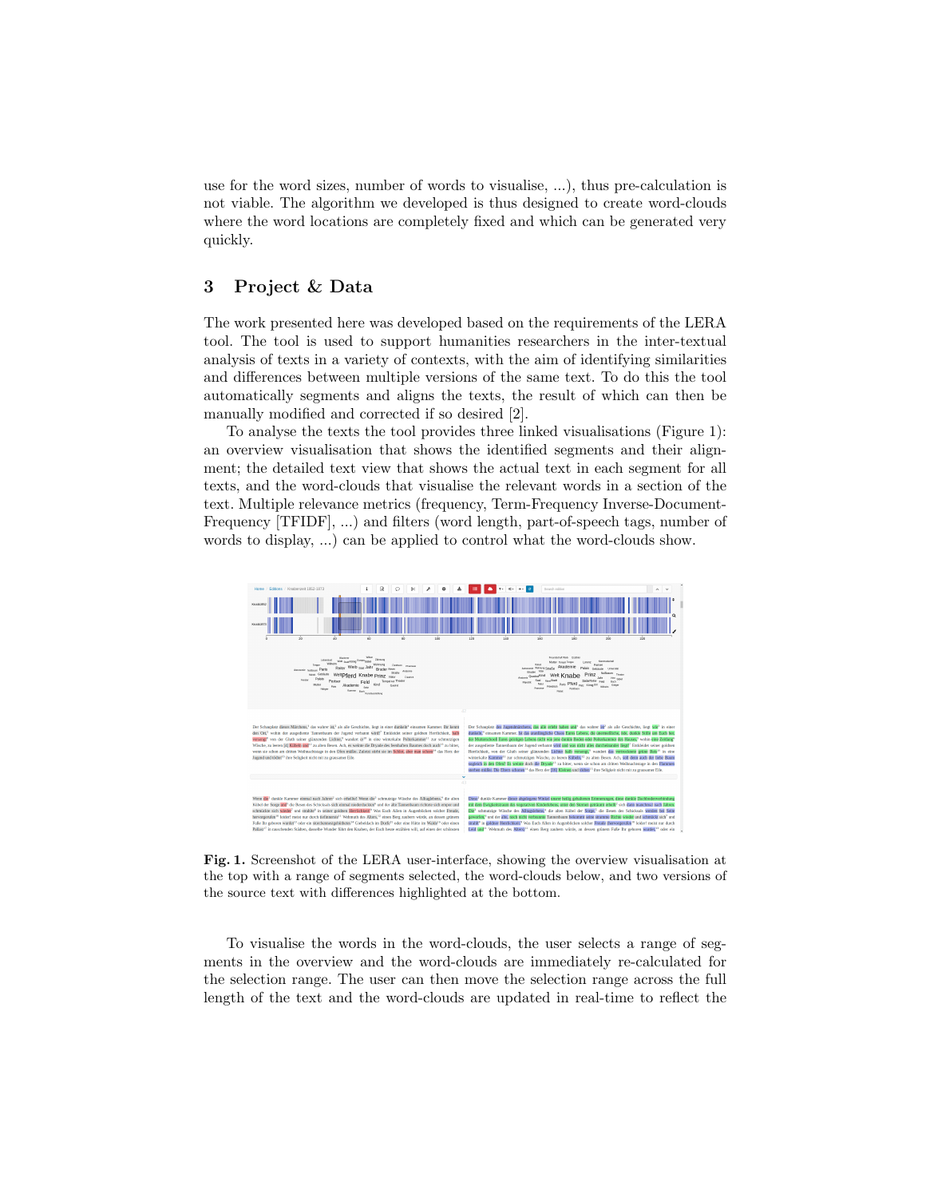use for the word sizes, number of words to visualise, ...), thus pre-calculation is not viable. The algorithm we developed is thus designed to create word-clouds where the word locations are completely fixed and which can be generated very quickly.

## 3 Project & Data

The work presented here was developed based on the requirements of the LERA tool. The tool is used to support humanities researchers in the inter-textual analysis of texts in a variety of contexts, with the aim of identifying similarities and differences between multiple versions of the same text. To do this the tool automatically segments and aligns the texts, the result of which can then be manually modified and corrected if so desired [2].

To analyse the texts the tool provides three linked visualisations (Figure 1): an overview visualisation that shows the identified segments and their alignment; the detailed text view that shows the actual text in each segment for all texts, and the word-clouds that visualise the relevant words in a section of the text. Multiple relevance metrics (frequency, Term-Frequency Inverse-Document-Frequency [TFIDF], ...) and filters (word length, part-of-speech tags, number of words to display, ...) can be applied to control what the word-clouds show.

**Fig. 1.** Screenshot of the LERA user-interface, showing the overview visualisation at the top with a range of segments selected, the word-clouds below, and two versions of the source text with differences highlighted at the bottom.

To visualise the words in the word-clouds, the user selects a range of segments in the overview and the word-clouds are immediately re-calculated for the selection range. The user can then move the selection range across the full length of the text and the word-clouds are updated in real-time to reflect the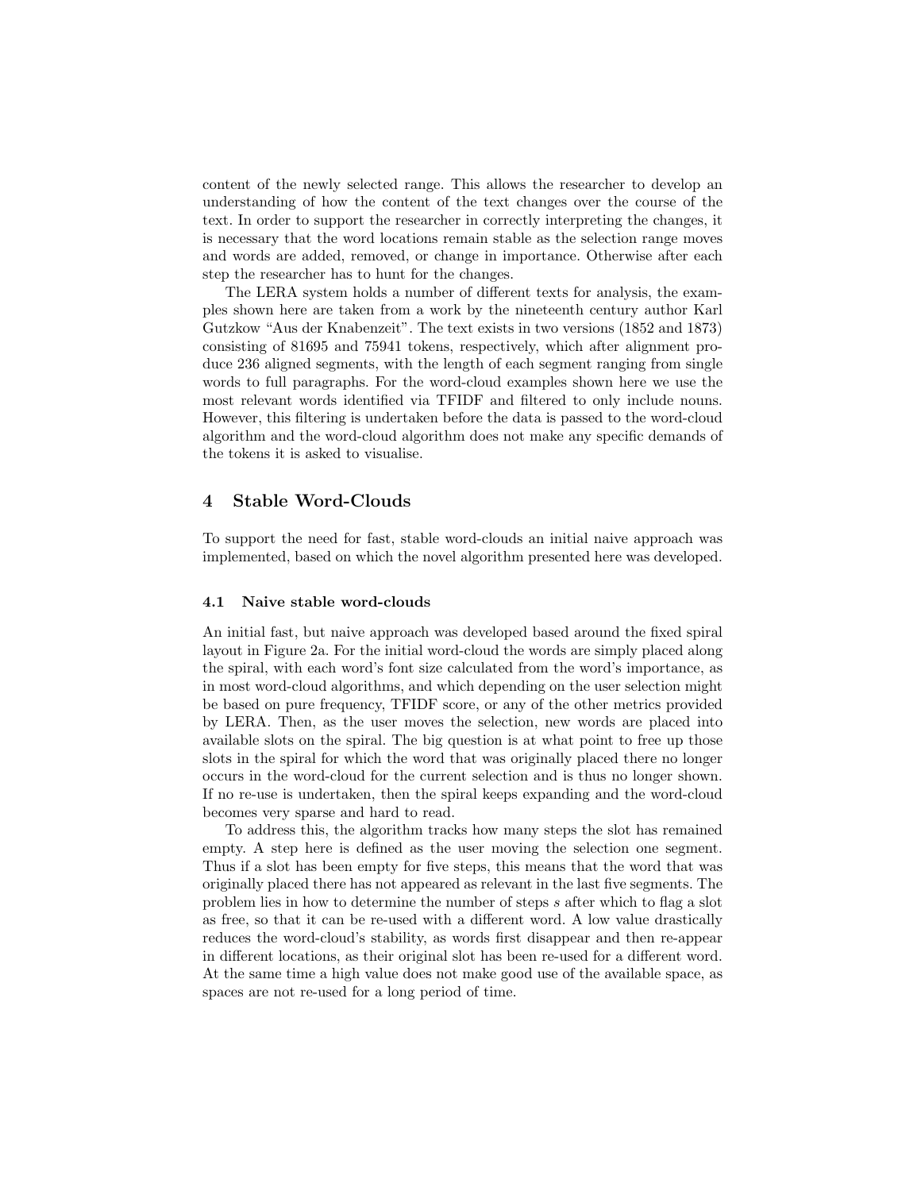content of the newly selected range. This allows the researcher to develop an understanding of how the content of the text changes over the course of the text. In order to support the researcher in correctly interpreting the changes, it is necessary that the word locations remain stable as the selection range moves and words are added, removed, or change in importance. Otherwise after each step the researcher has to hunt for the changes.

The LERA system holds a number of different texts for analysis, the examples shown here are taken from a work by the nineteenth century author Karl Gutzkow "Aus der Knabenzeit". The text exists in two versions (1852 and 1873) consisting of 81695 and 75941 tokens, respectively, which after alignment produce 236 aligned segments, with the length of each segment ranging from single words to full paragraphs. For the word-cloud examples shown here we use the most relevant words identified via TFIDF and filtered to only include nouns. However, this filtering is undertaken before the data is passed to the word-cloud algorithm and the word-cloud algorithm does not make any specific demands of the tokens it is asked to visualise.

## 4 Stable Word-Clouds

To support the need for fast, stable word-clouds an initial naive approach was implemented, based on which the novel algorithm presented here was developed.

### 4.1 Naive stable word-clouds

An initial fast, but naive approach was developed based around the fixed spiral layout in Figure 2a. For the initial word-cloud the words are simply placed along the spiral, with each word's font size calculated from the word's importance, as in most word-cloud algorithms, and which depending on the user selection might be based on pure frequency, TFIDF score, or any of the other metrics provided by LERA. Then, as the user moves the selection, new words are placed into available slots on the spiral. The big question is at what point to free up those slots in the spiral for which the word that was originally placed there no longer occurs in the word-cloud for the current selection and is thus no longer shown. If no re-use is undertaken, then the spiral keeps expanding and the word-cloud becomes very sparse and hard to read.

To address this, the algorithm tracks how many steps the slot has remained empty. A step here is defined as the user moving the selection one segment. Thus if a slot has been empty for five steps, this means that the word that was originally placed there has not appeared as relevant in the last five segments. The problem lies in how to determine the number of steps $s$ after which to flag a slot as free, so that it can be re-used with a different word. A low value drastically reduces the word-cloud's stability, as words first disappear and then re-appear in different locations, as their original slot has been re-used for a different word. At the same time a high value does not make good use of the available space, as spaces are not re-used for a long period of time.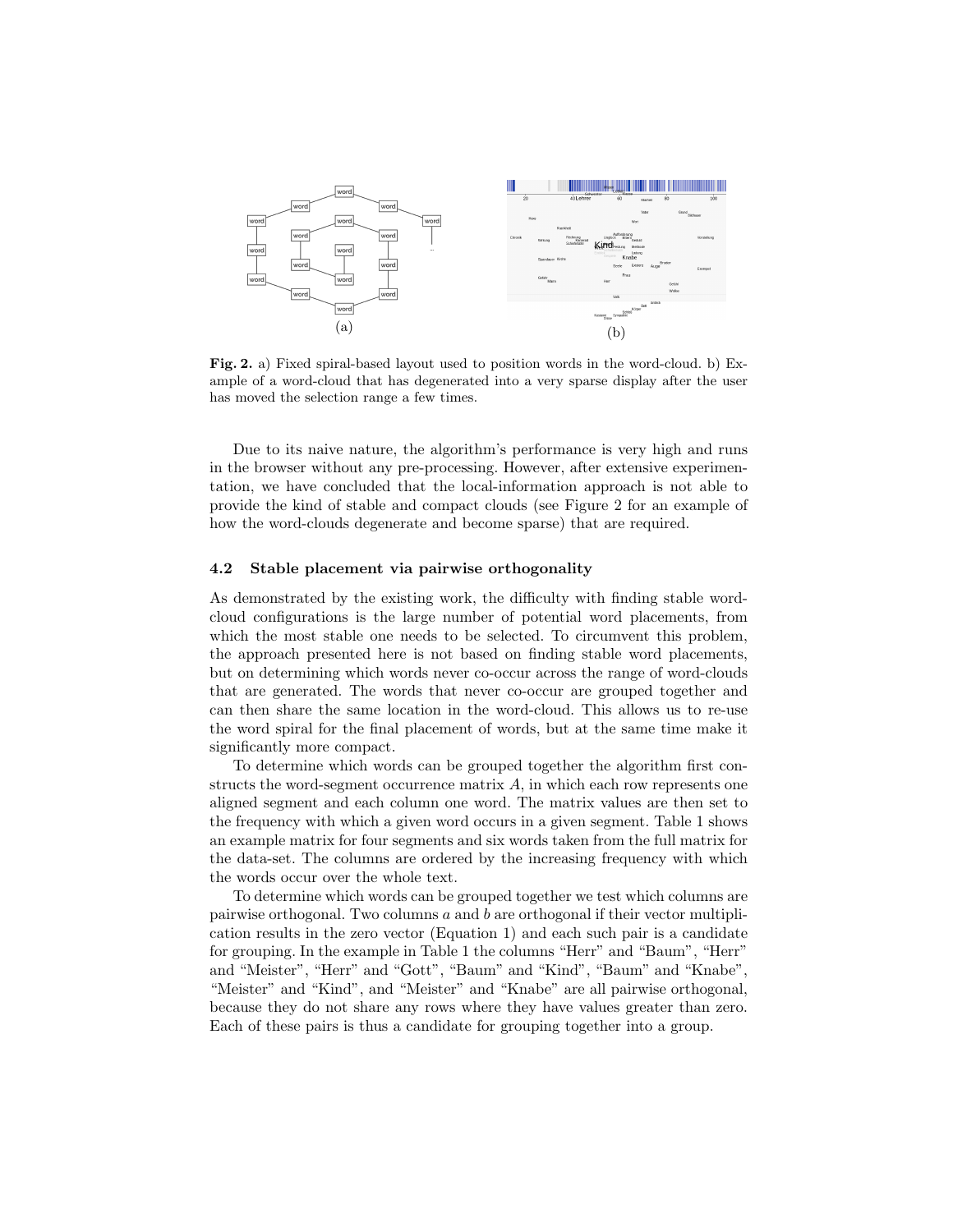(a)

(b)

**Fig. 2.** a) Fixed spiral-based layout used to position words in the word-cloud. b) Example of a word-cloud that has degenerated into a very sparse display after the user has moved the selection range a few times.

Due to its naive nature, the algorithm's performance is very high and runs in the browser without any pre-processing. However, after extensive experimentation, we have concluded that the local-information approach is not able to provide the kind of stable and compact clouds (see Figure 2 for an example of how the word-clouds degenerate and become sparse) that are required.

### 4.2 Stable placement via pairwise orthogonality

As demonstrated by the existing work, the difficulty with finding stable word-cloud configurations is the large number of potential word placements, from which the most stable one needs to be selected. To circumvent this problem, the approach presented here is not based on finding stable word placements, but on determining which words never co-occur across the range of word-clouds that are generated. The words that never co-occur are grouped together and can then share the same location in the word-cloud. This allows us to re-use the word spiral for the final placement of words, but at the same time make it significantly more compact.

To determine which words can be grouped together the algorithm first constructs the word-segment occurrence matrix $A$, in which each row represents one aligned segment and each column one word. The matrix values are then set to the frequency with which a given word occurs in a given segment. Table 1 shows an example matrix for four segments and six words taken from the full matrix for the data-set. The columns are ordered by the increasing frequency with which the words occur over the whole text.

To determine which words can be grouped together we test which columns are pairwise orthogonal. Two columns $a$ and $b$ are orthogonal if their vector multiplication results in the zero vector (Equation 1) and each such pair is a candidate for grouping. In the example in Table 1 the columns "Herr" and "Baum", "Herr" and "Meister", "Herr" and "Gott", "Baum" and "Kind", "Baum" and "Knabe", "Meister" and "Kind", and "Meister" and "Knabe" are all pairwise orthogonal, because they do not share any rows where they have values greater than zero. Each of these pairs is thus a candidate for grouping together into a group.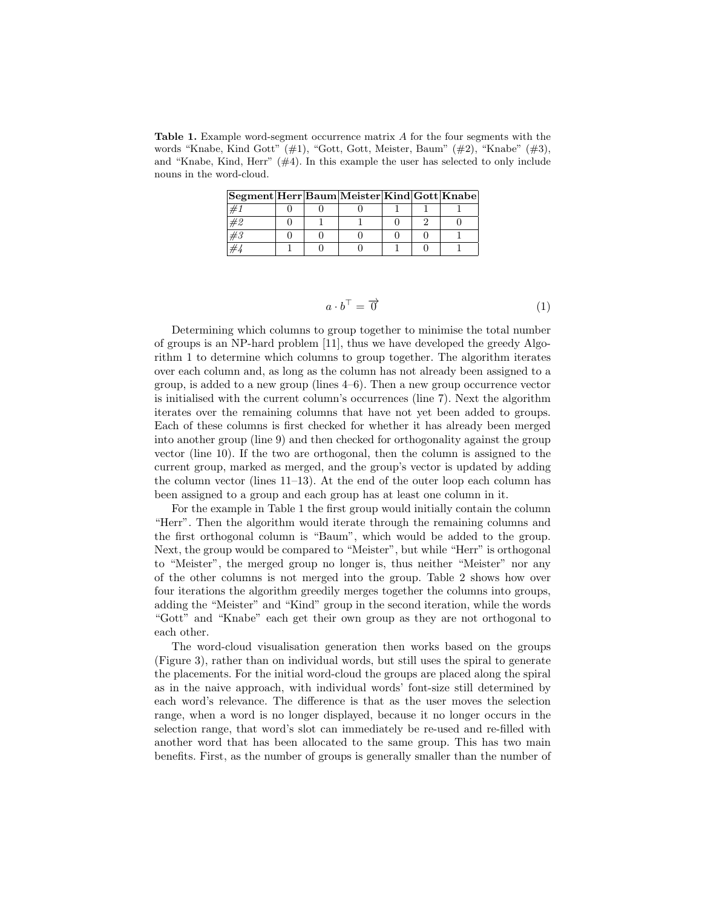**Table 1.** Example word-segment occurrence matrix $A$ for the four segments with the words "Knabe, Kind Gott" (#1), "Gott, Gott, Meister, Baum" (#2), "Knabe" (#3), and "Knabe, Kind, Herr" (#4). In this example the user has selected to only include nouns in the word-cloud.

| Segment | Herr | Baum | Meister | Kind | Gott | Knabe |
|---|---|---|---|---|---|---|
| *#1* | 0 | 0 | 0 | 1 | 1 | 1 |
| *#2* | 0 | 1 | 1 | 0 | 2 | 0 |
| *#3* | 0 | 0 | 0 | 0 | 0 | 1 |
| *#4* | 1 | 0 | 0 | 1 | 0 | 1 |

$$a \cdot b^{\top} = \overrightarrow{0} \tag{1}$$

Determining which columns to group together to minimise the total number of groups is an NP-hard problem [11], thus we have developed the greedy Algorithm 1 to determine which columns to group together. The algorithm iterates over each column and, as long as the column has not already been assigned to a group, is added to a new group (lines 4–6). Then a new group occurrence vector is initialised with the current column's occurrences (line 7). Next the algorithm iterates over the remaining columns that have not yet been added to groups. Each of these columns is first checked for whether it has already been merged into another group (line 9) and then checked for orthogonality against the group vector (line 10). If the two are orthogonal, then the column is assigned to the current group, marked as merged, and the group's vector is updated by adding the column vector (lines 11–13). At the end of the outer loop each column has been assigned to a group and each group has at least one column in it.

For the example in Table 1 the first group would initially contain the column "Herr". Then the algorithm would iterate through the remaining columns and the first orthogonal column is "Baum", which would be added to the group. Next, the group would be compared to "Meister", but while "Herr" is orthogonal to "Meister", the merged group no longer is, thus neither "Meister" nor any of the other columns is not merged into the group. Table 2 shows how over four iterations the algorithm greedily merges together the columns into groups, adding the "Meister" and "Kind" group in the second iteration, while the words "Gott" and "Knabe" each get their own group as they are not orthogonal to each other.

The word-cloud visualisation generation then works based on the groups (Figure 3), rather than on individual words, but still uses the spiral to generate the placements. For the initial word-cloud the groups are placed along the spiral as in the naive approach, with individual words' font-size still determined by each word's relevance. The difference is that as the user moves the selection range, when a word is no longer displayed, because it no longer occurs in the selection range, that word's slot can immediately be re-used and re-filled with another word that has been allocated to the same group. This has two main benefits. First, as the number of groups is generally smaller than the number of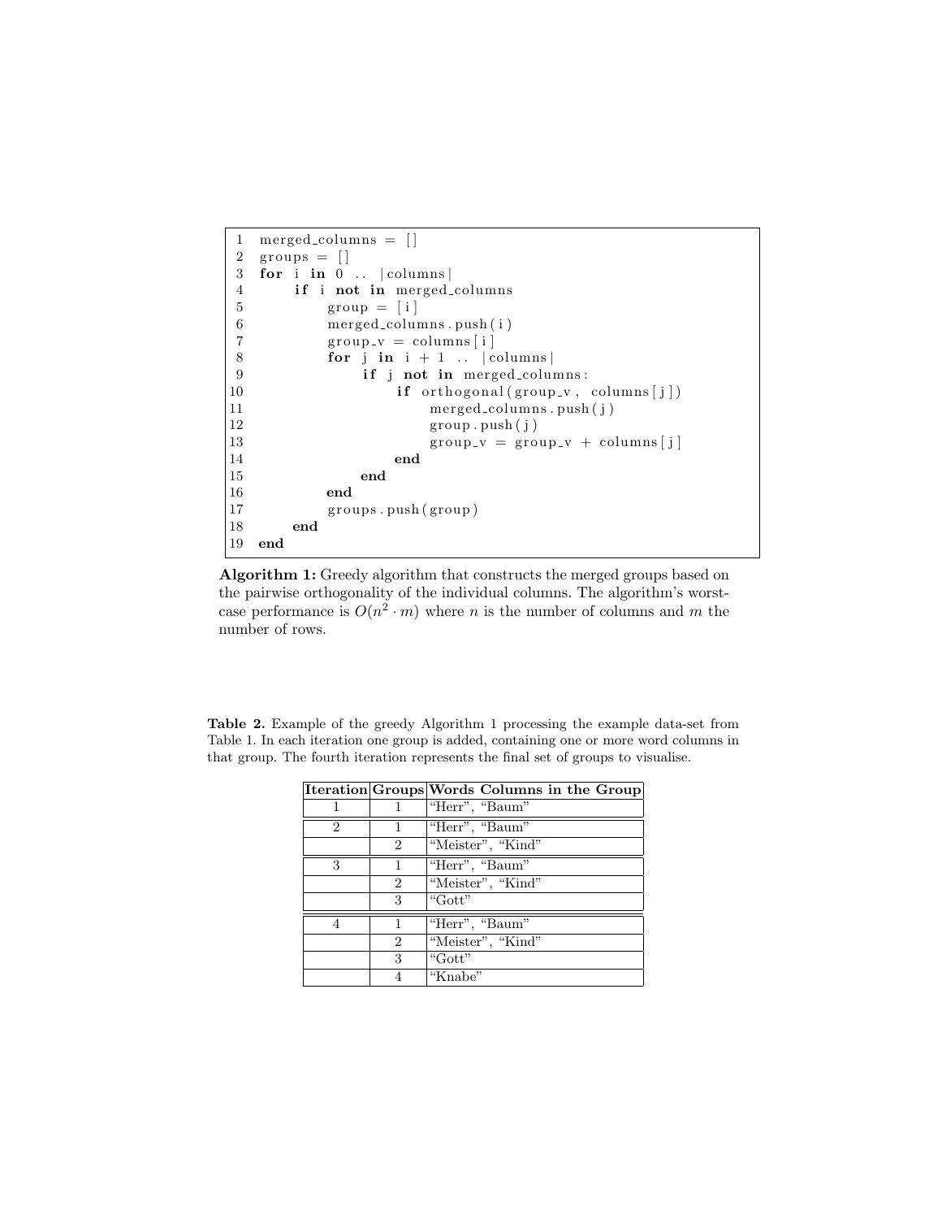```
1   merged_columns = []
2   groups = []
3   for i in 0 .. |columns|
4       if i not in merged_columns
5           group = [i]
6           merged_columns.push(i)
7           group_v = columns[i]
8           for j in i + 1 .. |columns|
9               if j not in merged_columns:
10                  if orthogonal(group_v, columns[j])
11                      merged_columns.push(j)
12                      group.push(j)
13                      group_v = group_v + columns[j]
14                  end
15              end
16          end
17          groups.push(group)
18      end
19  end
```

**Algorithm 1:** Greedy algorithm that constructs the merged groups based on the pairwise orthogonality of the individual columns. The algorithm's worst-case performance is $O(n^2 \cdot m)$ where $n$ is the number of columns and $m$ the number of rows.

**Table 2.** Example of the greedy Algorithm 1 processing the example data-set from Table 1. In each iteration one group is added, containing one or more word columns in that group. The fourth iteration represents the final set of groups to visualise.

| Iteration | Groups | Words Columns in the Group |
|---|---|---|
| 1 | 1 | "Herr", "Baum" |
| 2 | 1 | "Herr", "Baum" |
| | 2 | "Meister", "Kind" |
| 3 | 1 | "Herr", "Baum" |
| | 2 | "Meister", "Kind" |
| | 3 | "Gott" |
| 4 | 1 | "Herr", "Baum" |
| | 2 | "Meister", "Kind" |
| | 3 | "Gott" |
| | 4 | "Knabe" |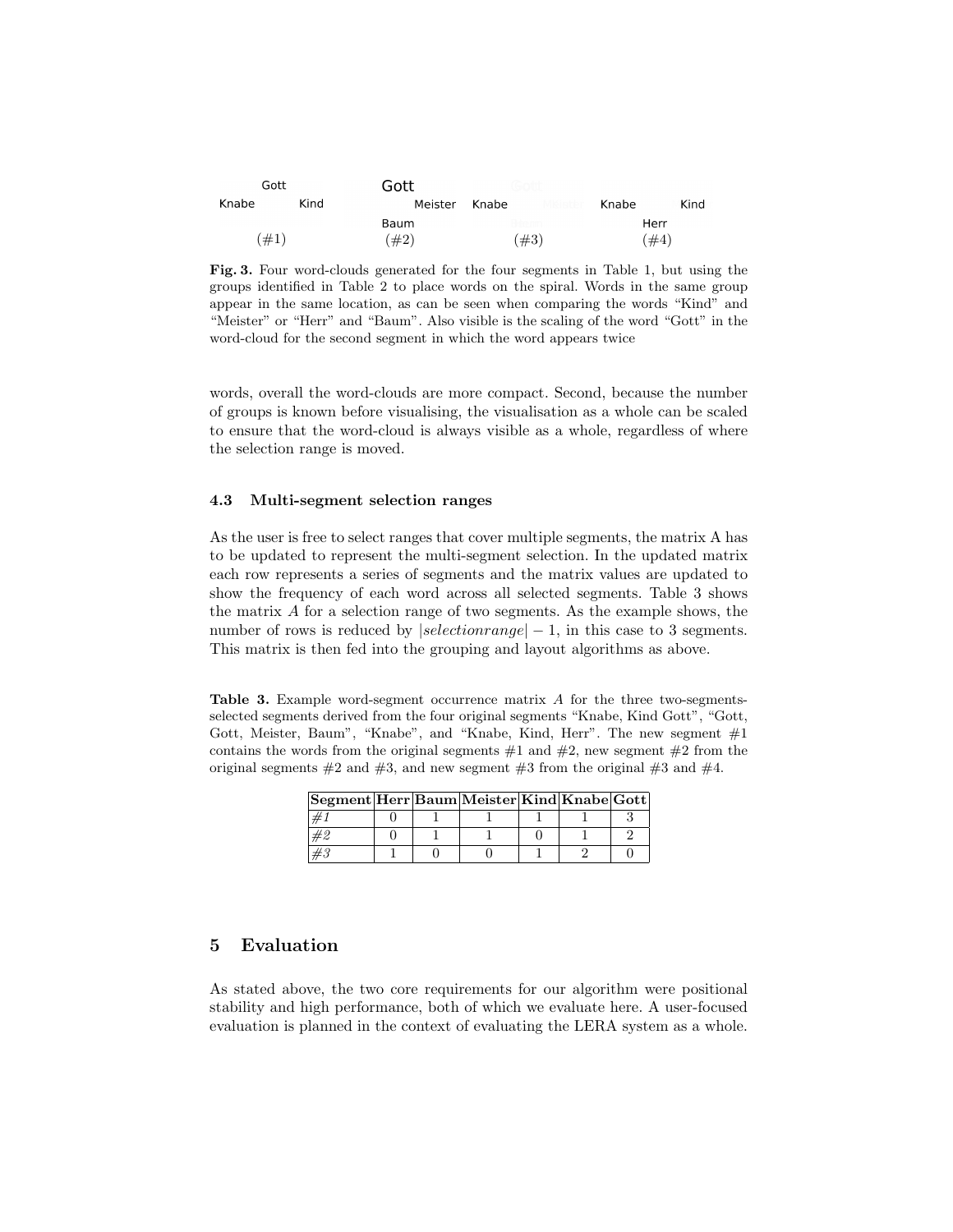Gott
Knabe Kind
(#1)

Gott
Meister
Baum
(#2)

Gott
Knabe
(#3)

Knabe Kind
Herr
(#4)

**Fig. 3.** Four word-clouds generated for the four segments in Table 1, but using the groups identified in Table 2 to place words on the spiral. Words in the same group appear in the same location, as can be seen when comparing the words "Kind" and "Meister" or "Herr" and "Baum". Also visible is the scaling of the word "Gott" in the word-cloud for the second segment in which the word appears twice

words, overall the word-clouds are more compact. Second, because the number of groups is known before visualising, the visualisation as a whole can be scaled to ensure that the word-cloud is always visible as a whole, regardless of where the selection range is moved.

### 4.3 Multi-segment selection ranges

As the user is free to select ranges that cover multiple segments, the matrix A has to be updated to represent the multi-segment selection. In the updated matrix each row represents a series of segments and the matrix values are updated to show the frequency of each word across all selected segments. Table 3 shows the matrix $A$ for a selection range of two segments. As the example shows, the number of rows is reduced by $|selectionrange| - 1$, in this case to 3 segments. This matrix is then fed into the grouping and layout algorithms as above.

**Table 3.** Example word-segment occurrence matrix $A$ for the three two-segments-selected segments derived from the four original segments "Knabe, Kind Gott", "Gott, Gott, Meister, Baum", "Knabe", and "Knabe, Kind, Herr". The new segment #1 contains the words from the original segments #1 and #2, new segment #2 from the original segments #2 and #3, and new segment #3 from the original #3 and #4.

| Segment | Herr | Baum | Meister | Kind | Knabe | Gott |
|---|---|---|---|---|---|---|
| *#1* | 0 | 1 | 1 | 1 | 1 | 3 |
| *#2* | 0 | 1 | 1 | 0 | 1 | 2 |
| *#3* | 1 | 0 | 0 | 1 | 2 | 0 |

## 5 Evaluation

As stated above, the two core requirements for our algorithm were positional stability and high performance, both of which we evaluate here. A user-focused evaluation is planned in the context of evaluating the LERA system as a whole.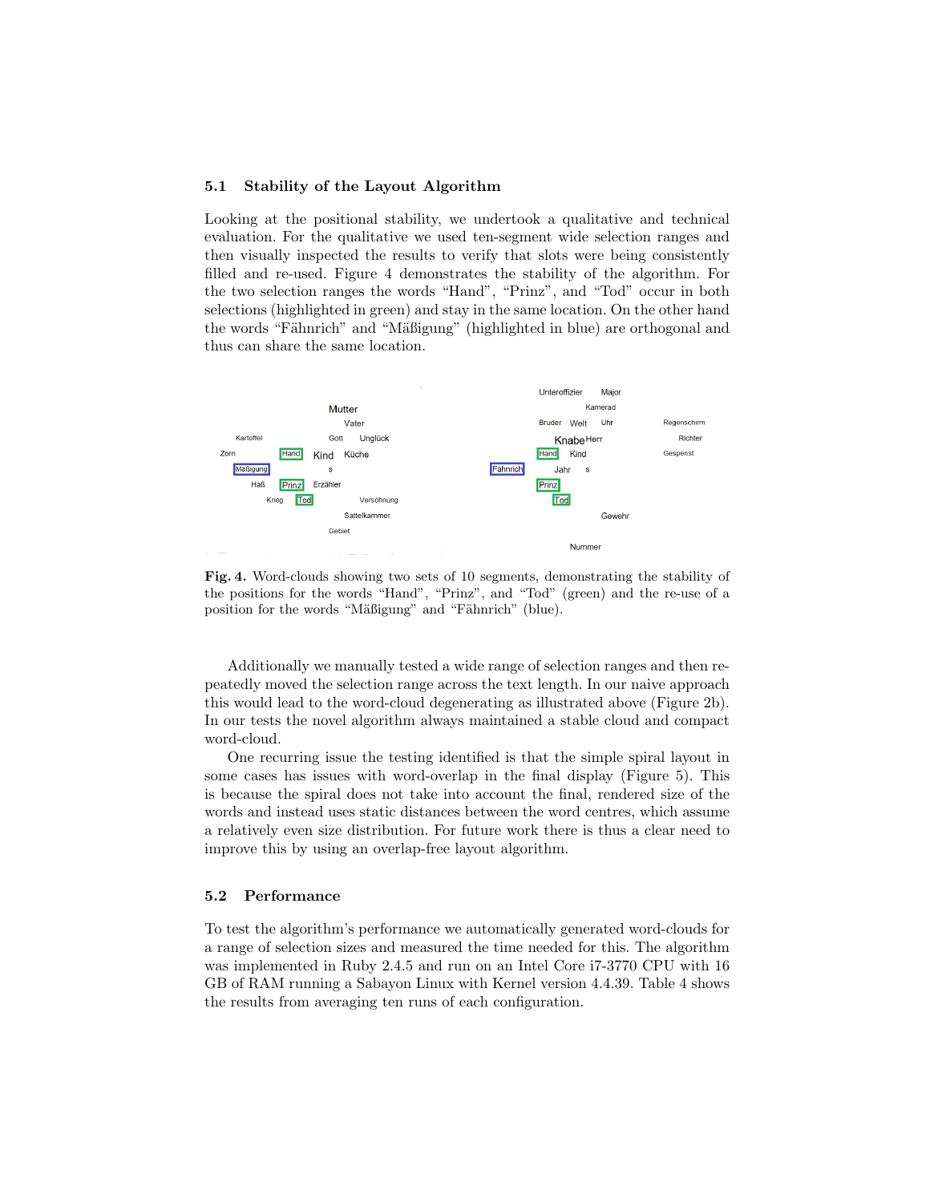### 5.1 Stability of the Layout Algorithm

Looking at the positional stability, we undertook a qualitative and technical evaluation. For the qualitative we used ten-segment wide selection ranges and then visually inspected the results to verify that slots were being consistently filled and re-used. Figure 4 demonstrates the stability of the algorithm. For the two selection ranges the words "Hand", "Prinz", and "Tod" occur in both selections (highlighted in green) and stay in the same location. On the other hand the words "Fähnrich" and "Mäßigung" (highlighted in blue) are orthogonal and thus can share the same location.

**Fig. 4.** Word-clouds showing two sets of 10 segments, demonstrating the stability of the positions for the words "Hand", "Prinz", and "Tod" (green) and the re-use of a position for the words "Mäßigung" and "Fähnrich" (blue).

Additionally we manually tested a wide range of selection ranges and then repeatedly moved the selection range across the text length. In our naive approach this would lead to the word-cloud degenerating as illustrated above (Figure 2b). In our tests the novel algorithm always maintained a stable cloud and compact word-cloud.

One recurring issue the testing identified is that the simple spiral layout in some cases has issues with word-overlap in the final display (Figure 5). This is because the spiral does not take into account the final, rendered size of the words and instead uses static distances between the word centres, which assume a relatively even size distribution. For future work there is thus a clear need to improve this by using an overlap-free layout algorithm.

### 5.2 Performance

To test the algorithm's performance we automatically generated word-clouds for a range of selection sizes and measured the time needed for this. The algorithm was implemented in Ruby 2.4.5 and run on an Intel Core i7-3770 CPU with 16 GB of RAM running a Sabayon Linux with Kernel version 4.4.39. Table 4 shows the results from averaging ten runs of each configuration.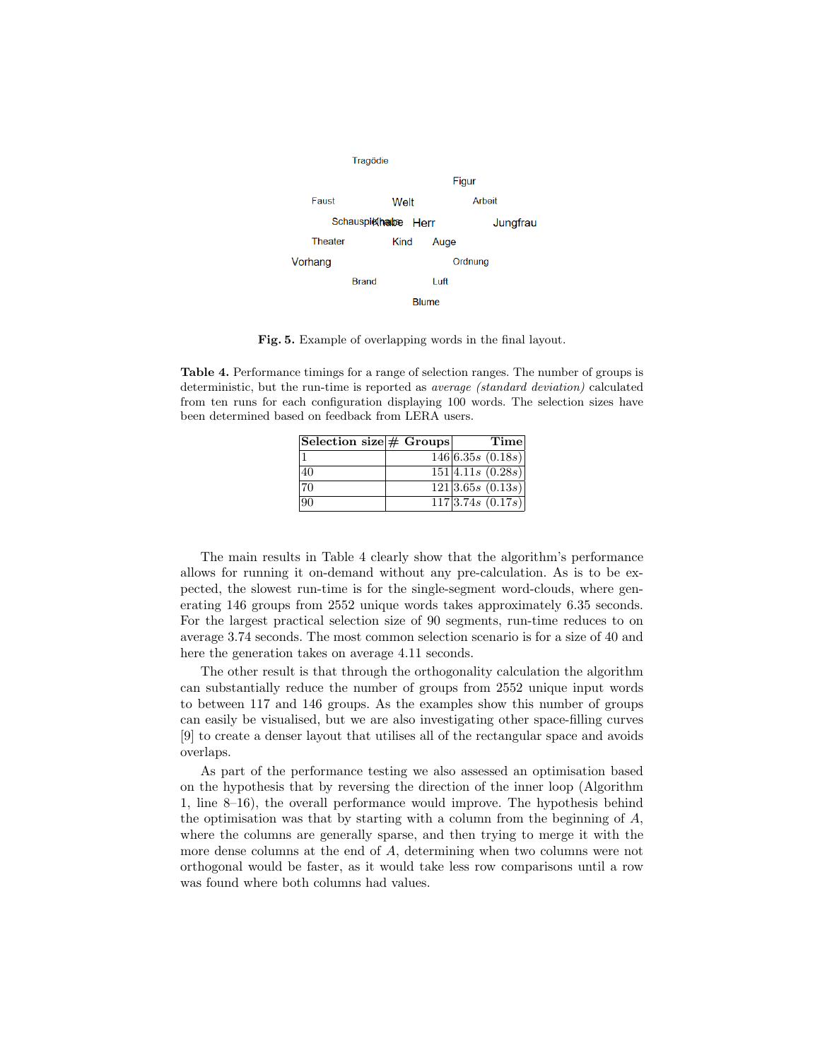Tragödie

Figur

Faust Welt Arbeit

SchauspieKnabe Herr Jungfrau

Theater Kind Auge

Vorhang Ordnung

Brand Luft

Blume

**Fig. 5.** Example of overlapping words in the final layout.

**Table 4.** Performance timings for a range of selection ranges. The number of groups is deterministic, but the run-time is reported as *average (standard deviation)* calculated from ten runs for each configuration displaying 100 words. The selection sizes have been determined based on feedback from LERA users.

| Selection size | # Groups | Time |
|---|---:|---:|
| 1 | 146 | $6.35s$ ($0.18s$) |
| 40 | 151 | $4.11s$ ($0.28s$) |
| 70 | 121 | $3.65s$ ($0.13s$) |
| 90 | 117 | $3.74s$ ($0.17s$) |

The main results in Table 4 clearly show that the algorithm's performance allows for running it on-demand without any pre-calculation. As is to be expected, the slowest run-time is for the single-segment word-clouds, where generating 146 groups from 2552 unique words takes approximately 6.35 seconds. For the largest practical selection size of 90 segments, run-time reduces to on average 3.74 seconds. The most common selection scenario is for a size of 40 and here the generation takes on average 4.11 seconds.

The other result is that through the orthogonality calculation the algorithm can substantially reduce the number of groups from 2552 unique input words to between 117 and 146 groups. As the examples show this number of groups can easily be visualised, but we are also investigating other space-filling curves [9] to create a denser layout that utilises all of the rectangular space and avoids overlaps.

As part of the performance testing we also assessed an optimisation based on the hypothesis that by reversing the direction of the inner loop (Algorithm 1, line 8–16), the overall performance would improve. The hypothesis behind the optimisation was that by starting with a column from the beginning of $A$, where the columns are generally sparse, and then trying to merge it with the more dense columns at the end of $A$, determining when two columns were not orthogonal would be faster, as it would take less row comparisons until a row was found where both columns had values.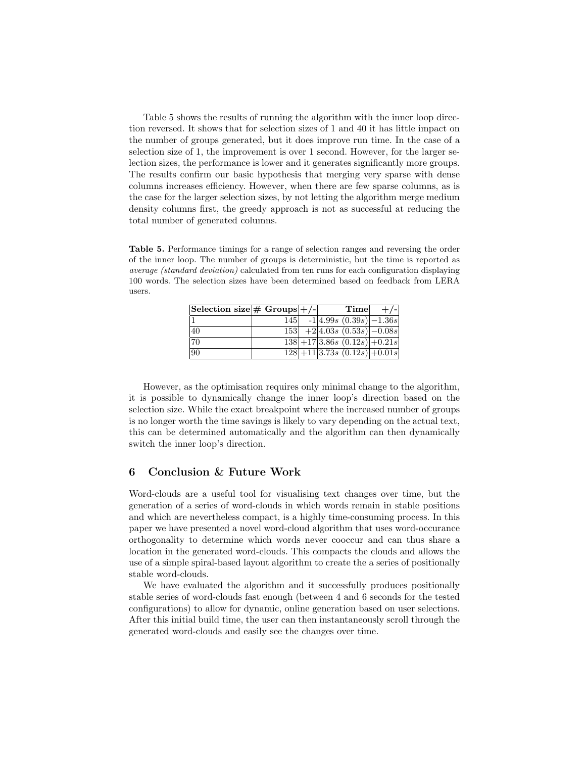Table 5 shows the results of running the algorithm with the inner loop direction reversed. It shows that for selection sizes of 1 and 40 it has little impact on the number of groups generated, but it does improve run time. In the case of a selection size of 1, the improvement is over 1 second. However, for the larger selection sizes, the performance is lower and it generates significantly more groups. The results confirm our basic hypothesis that merging very sparse with dense columns increases efficiency. However, when there are few sparse columns, as is the case for the larger selection sizes, by not letting the algorithm merge medium density columns first, the greedy approach is not as successful at reducing the total number of generated columns.

**Table 5.** Performance timings for a range of selection ranges and reversing the order of the inner loop. The number of groups is deterministic, but the time is reported as *average (standard deviation)* calculated from ten runs for each configuration displaying 100 words. The selection sizes have been determined based on feedback from LERA users.

| Selection size | # Groups | +/- | Time | +/- |
|---|---|---|---|---|
| 1 | 145 | -1 | $4.99s$ $(0.39s)$ | $-1.36s$ |
| 40 | 153 | +2 | $4.03s$ $(0.53s)$ | $-0.08s$ |
| 70 | 138 | +17 | $3.86s$ $(0.12s)$ | $+0.21s$ |
| 90 | 128 | +11 | $3.73s$ $(0.12s)$ | $+0.01s$ |

However, as the optimisation requires only minimal change to the algorithm, it is possible to dynamically change the inner loop's direction based on the selection size. While the exact breakpoint where the increased number of groups is no longer worth the time savings is likely to vary depending on the actual text, this can be determined automatically and the algorithm can then dynamically switch the inner loop's direction.

## 6 Conclusion & Future Work

Word-clouds are a useful tool for visualising text changes over time, but the generation of a series of word-clouds in which words remain in stable positions and which are nevertheless compact, is a highly time-consuming process. In this paper we have presented a novel word-cloud algorithm that uses word-occurance orthogonality to determine which words never cooccur and can thus share a location in the generated word-clouds. This compacts the clouds and allows the use of a simple spiral-based layout algorithm to create the a series of positionally stable word-clouds.

We have evaluated the algorithm and it successfully produces positionally stable series of word-clouds fast enough (between 4 and 6 seconds for the tested configurations) to allow for dynamic, online generation based on user selections. After this initial build time, the user can then instantaneously scroll through the generated word-clouds and easily see the changes over time.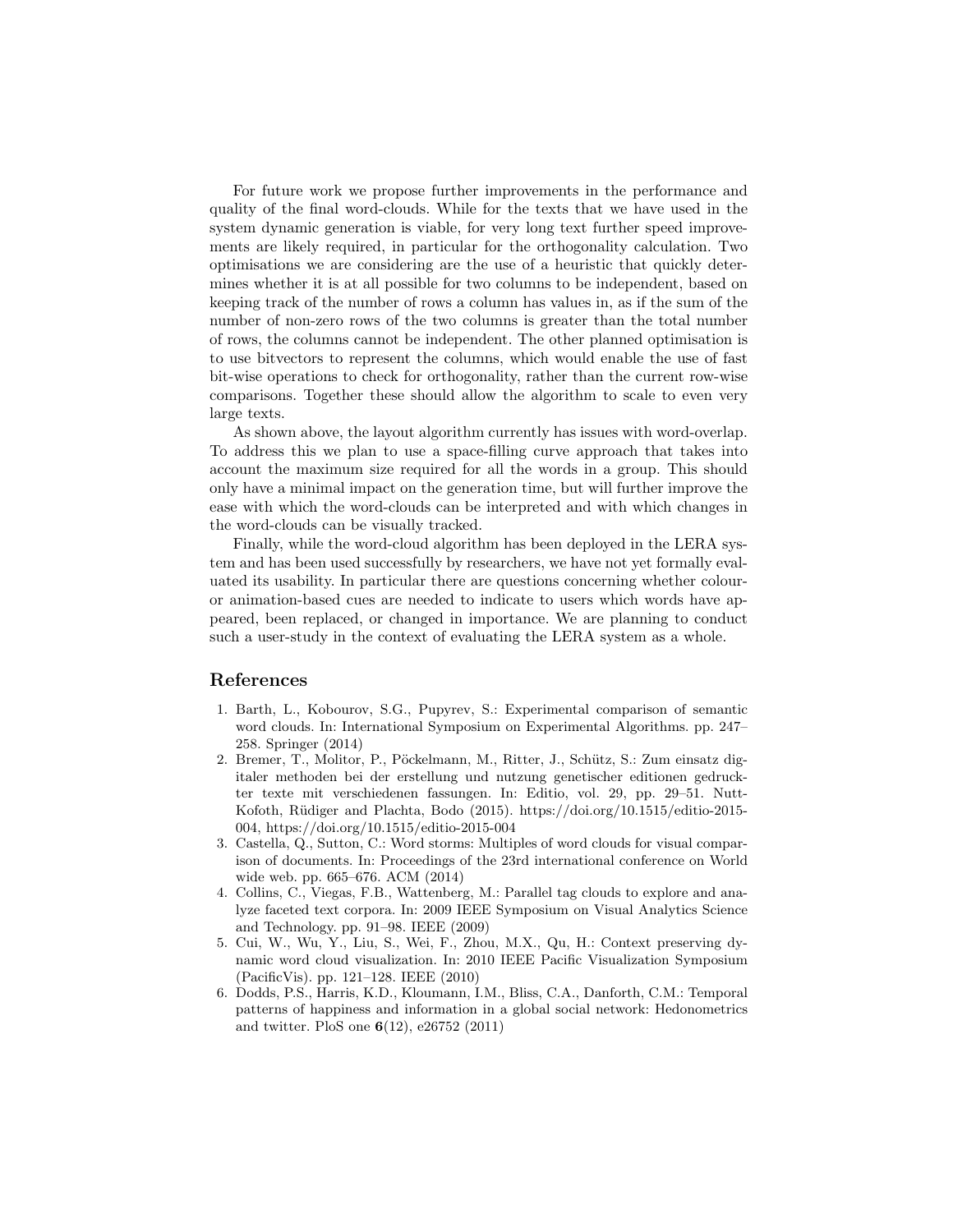For future work we propose further improvements in the performance and quality of the final word-clouds. While for the texts that we have used in the system dynamic generation is viable, for very long text further speed improvements are likely required, in particular for the orthogonality calculation. Two optimisations we are considering are the use of a heuristic that quickly determines whether it is at all possible for two columns to be independent, based on keeping track of the number of rows a column has values in, as if the sum of the number of non-zero rows of the two columns is greater than the total number of rows, the columns cannot be independent. The other planned optimisation is to use bitvectors to represent the columns, which would enable the use of fast bit-wise operations to check for orthogonality, rather than the current row-wise comparisons. Together these should allow the algorithm to scale to even very large texts.

As shown above, the layout algorithm currently has issues with word-overlap. To address this we plan to use a space-filling curve approach that takes into account the maximum size required for all the words in a group. This should only have a minimal impact on the generation time, but will further improve the ease with which the word-clouds can be interpreted and with which changes in the word-clouds can be visually tracked.

Finally, while the word-cloud algorithm has been deployed in the LERA system and has been used successfully by researchers, we have not yet formally evaluated its usability. In particular there are questions concerning whether colour- or animation-based cues are needed to indicate to users which words have appeared, been replaced, or changed in importance. We are planning to conduct such a user-study in the context of evaluating the LERA system as a whole.

## References

1. Barth, L., Kobourov, S.G., Pupyrev, S.: Experimental comparison of semantic word clouds. In: International Symposium on Experimental Algorithms. pp. 247–258. Springer (2014)
2. Bremer, T., Molitor, P., Pöckelmann, M., Ritter, J., Schütz, S.: Zum einsatz digitaler methoden bei der erstellung und nutzung genetischer editionen gedruckter texte mit verschiedenen fassungen. In: Editio, vol. 29, pp. 29–51. Nutt-Kofoth, Rüdiger and Plachta, Bodo (2015). https://doi.org/10.1515/editio-2015-004, https://doi.org/10.1515/editio-2015-004
3. Castella, Q., Sutton, C.: Word storms: Multiples of word clouds for visual comparison of documents. In: Proceedings of the 23rd international conference on World wide web. pp. 665–676. ACM (2014)
4. Collins, C., Viegas, F.B., Wattenberg, M.: Parallel tag clouds to explore and analyze faceted text corpora. In: 2009 IEEE Symposium on Visual Analytics Science and Technology. pp. 91–98. IEEE (2009)
5. Cui, W., Wu, Y., Liu, S., Wei, F., Zhou, M.X., Qu, H.: Context preserving dynamic word cloud visualization. In: 2010 IEEE Pacific Visualization Symposium (PacificVis). pp. 121–128. IEEE (2010)
6. Dodds, P.S., Harris, K.D., Kloumann, I.M., Bliss, C.A., Danforth, C.M.: Temporal patterns of happiness and information in a global social network: Hedonometrics and twitter. PloS one **6**(12), e26752 (2011)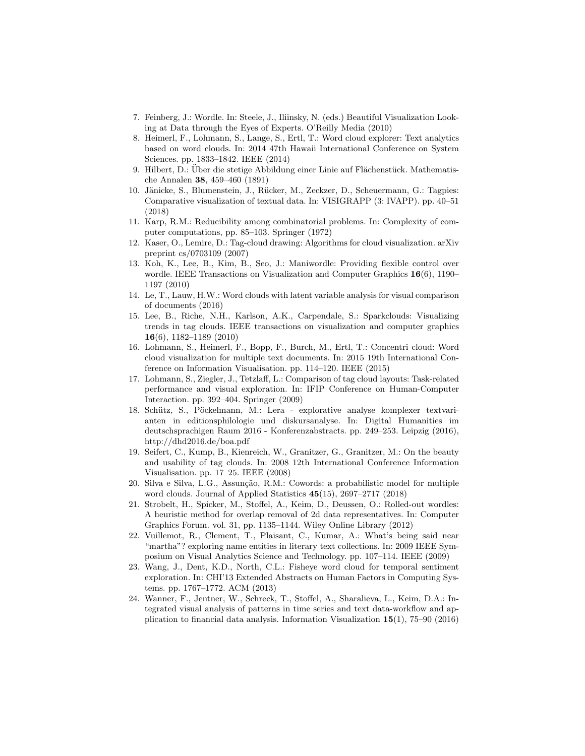7. Feinberg, J.: Wordle. In: Steele, J., Iliinsky, N. (eds.) Beautiful Visualization Looking at Data through the Eyes of Experts. O'Reilly Media (2010)
8. Heimerl, F., Lohmann, S., Lange, S., Ertl, T.: Word cloud explorer: Text analytics based on word clouds. In: 2014 47th Hawaii International Conference on System Sciences. pp. 1833–1842. IEEE (2014)
9. Hilbert, D.: Über die stetige Abbildung einer Linie auf Flächenstück. Mathematische Annalen **38**, 459–460 (1891)
10. Jänicke, S., Blumenstein, J., Rücker, M., Zeckzer, D., Scheuermann, G.: Tagpies: Comparative visualization of textual data. In: VISIGRAPP (3: IVAPP). pp. 40–51 (2018)
11. Karp, R.M.: Reducibility among combinatorial problems. In: Complexity of computer computations, pp. 85–103. Springer (1972)
12. Kaser, O., Lemire, D.: Tag-cloud drawing: Algorithms for cloud visualization. arXiv preprint cs/0703109 (2007)
13. Koh, K., Lee, B., Kim, B., Seo, J.: Maniwordle: Providing flexible control over wordle. IEEE Transactions on Visualization and Computer Graphics **16**(6), 1190–1197 (2010)
14. Le, T., Lauw, H.W.: Word clouds with latent variable analysis for visual comparison of documents (2016)
15. Lee, B., Riche, N.H., Karlson, A.K., Carpendale, S.: Sparkclouds: Visualizing trends in tag clouds. IEEE transactions on visualization and computer graphics **16**(6), 1182–1189 (2010)
16. Lohmann, S., Heimerl, F., Bopp, F., Burch, M., Ertl, T.: Concentri cloud: Word cloud visualization for multiple text documents. In: 2015 19th International Conference on Information Visualisation. pp. 114–120. IEEE (2015)
17. Lohmann, S., Ziegler, J., Tetzlaff, L.: Comparison of tag cloud layouts: Task-related performance and visual exploration. In: IFIP Conference on Human-Computer Interaction. pp. 392–404. Springer (2009)
18. Schütz, S., Pöckelmann, M.: Lera - explorative analyse komplexer textvarianten in editionsphilologie und diskursanalyse. In: Digital Humanities im deutschsprachigen Raum 2016 - Konferenzabstracts. pp. 249–253. Leipzig (2016), http://dhd2016.de/boa.pdf
19. Seifert, C., Kump, B., Kienreich, W., Granitzer, G., Granitzer, M.: On the beauty and usability of tag clouds. In: 2008 12th International Conference Information Visualisation. pp. 17–25. IEEE (2008)
20. Silva e Silva, L.G., Assunção, R.M.: Cowords: a probabilistic model for multiple word clouds. Journal of Applied Statistics **45**(15), 2697–2717 (2018)
21. Strobelt, H., Spicker, M., Stoffel, A., Keim, D., Deussen, O.: Rolled-out wordles: A heuristic method for overlap removal of 2d data representatives. In: Computer Graphics Forum. vol. 31, pp. 1135–1144. Wiley Online Library (2012)
22. Vuillemot, R., Clement, T., Plaisant, C., Kumar, A.: What's being said near "martha"? exploring name entities in literary text collections. In: 2009 IEEE Symposium on Visual Analytics Science and Technology. pp. 107–114. IEEE (2009)
23. Wang, J., Dent, K.D., North, C.L.: Fisheye word cloud for temporal sentiment exploration. In: CHI'13 Extended Abstracts on Human Factors in Computing Systems. pp. 1767–1772. ACM (2013)
24. Wanner, F., Jentner, W., Schreck, T., Stoffel, A., Sharalieva, L., Keim, D.A.: Integrated visual analysis of patterns in time series and text data-workflow and application to financial data analysis. Information Visualization **15**(1), 75–90 (2016)